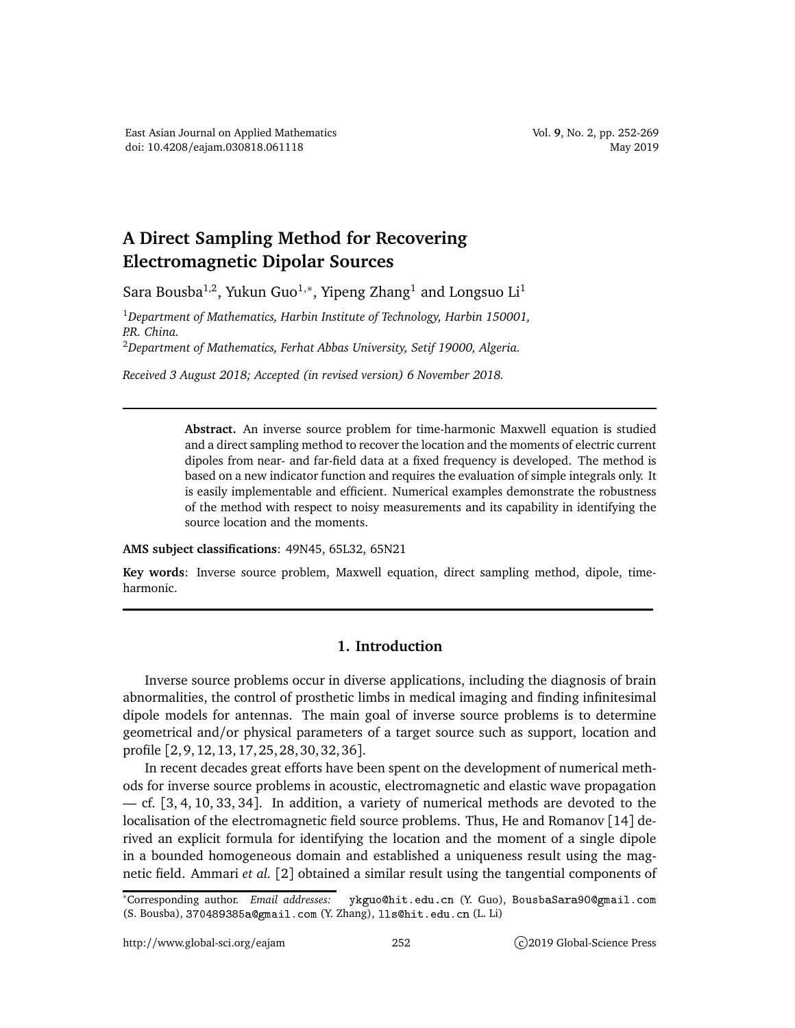# A Direct Sampling Method for Recovering Electromagnetic Dipolar Sources

Sara Bousba[1,2], Yukun Guo[1,*], Yipeng Zhang[1] and Longsuo Li[1]

[1]*Department of Mathematics, Harbin Institute of Technology, Harbin 150001, P.R. China.*
[2]*Department of Mathematics, Ferhat Abbas University, Setif 19000, Algeria.*

*Received 3 August 2018; Accepted (in revised version) 6 November 2018.*

---

> **Abstract.** An inverse source problem for time-harmonic Maxwell equation is studied and a direct sampling method to recover the location and the moments of electric current dipoles from near- and far-field data at a fixed frequency is developed. The method is based on a new indicator function and requires the evaluation of simple integrals only. It is easily implementable and efficient. Numerical examples demonstrate the robustness of the method with respect to noisy measurements and its capability in identifying the source location and the moments.

**AMS subject classifications**: 49N45, 65L32, 65N21

**Key words**: Inverse source problem, Maxwell equation, direct sampling method, dipole, time-harmonic.

---

## 1. Introduction

Inverse source problems occur in diverse applications, including the diagnosis of brain abnormalities, the control of prosthetic limbs in medical imaging and finding infinitesimal dipole models for antennas. The main goal of inverse source problems is to determine geometrical and/or physical parameters of a target source such as support, location and profile [2, 9, 12, 13, 17, 25, 28, 30, 32, 36].

In recent decades great efforts have been spent on the development of numerical methods for inverse source problems in acoustic, electromagnetic and elastic wave propagation — cf. [3, 4, 10, 33, 34]. In addition, a variety of numerical methods are devoted to the localisation of the electromagnetic field source problems. Thus, He and Romanov [14] derived an explicit formula for identifying the location and the moment of a single dipole in a bounded homogeneous domain and established a uniqueness result using the magnetic field. Ammari *et al.* [2] obtained a similar result using the tangential components of

---

*Corresponding author. *Email addresses:* ykguo@hit.edu.cn (Y. Guo), BousbaSara90@gmail.com (S. Bousba), 370489385a@gmail.com (Y. Zhang), lls@hit.edu.cn (L. Li)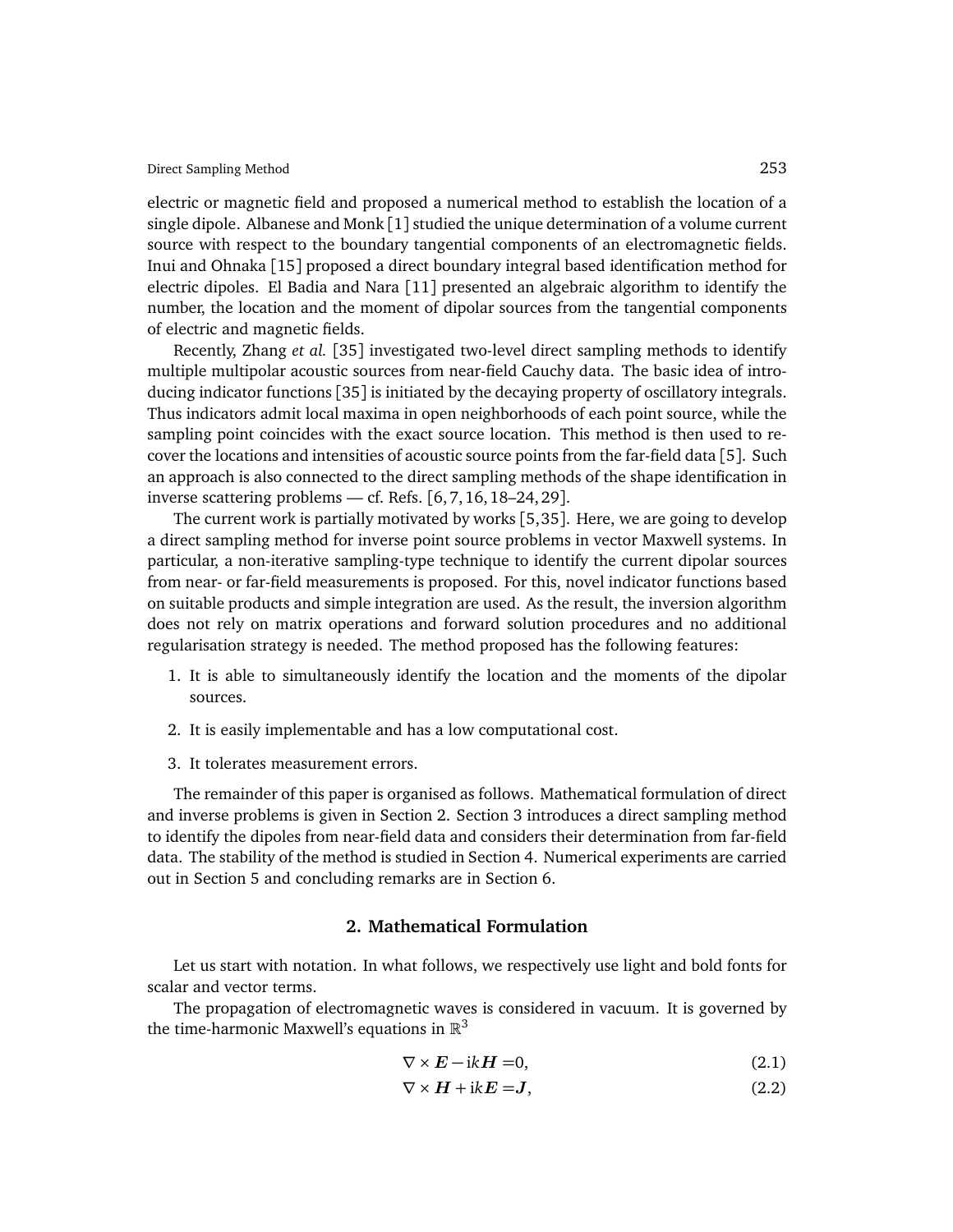electric or magnetic field and proposed a numerical method to establish the location of a single dipole. Albanese and Monk [1] studied the unique determination of a volume current source with respect to the boundary tangential components of an electromagnetic fields. Inui and Ohnaka [15] proposed a direct boundary integral based identification method for electric dipoles. El Badia and Nara [11] presented an algebraic algorithm to identify the number, the location and the moment of dipolar sources from the tangential components of electric and magnetic fields.

Recently, Zhang *et al.* [35] investigated two-level direct sampling methods to identify multiple multipolar acoustic sources from near-field Cauchy data. The basic idea of introducing indicator functions [35] is initiated by the decaying property of oscillatory integrals. Thus indicators admit local maxima in open neighborhoods of each point source, while the sampling point coincides with the exact source location. This method is then used to recover the locations and intensities of acoustic source points from the far-field data [5]. Such an approach is also connected to the direct sampling methods of the shape identification in inverse scattering problems — cf. Refs. [6,7,16,18–24,29].

The current work is partially motivated by works [5,35]. Here, we are going to develop a direct sampling method for inverse point source problems in vector Maxwell systems. In particular, a non-iterative sampling-type technique to identify the current dipolar sources from near- or far-field measurements is proposed. For this, novel indicator functions based on suitable products and simple integration are used. As the result, the inversion algorithm does not rely on matrix operations and forward solution procedures and no additional regularisation strategy is needed. The method proposed has the following features:

1. It is able to simultaneously identify the location and the moments of the dipolar sources.
2. It is easily implementable and has a low computational cost.
3. It tolerates measurement errors.

The remainder of this paper is organised as follows. Mathematical formulation of direct and inverse problems is given in Section 2. Section 3 introduces a direct sampling method to identify the dipoles from near-field data and considers their determination from far-field data. The stability of the method is studied in Section 4. Numerical experiments are carried out in Section 5 and concluding remarks are in Section 6.

## 2. Mathematical Formulation

Let us start with notation. In what follows, we respectively use light and bold fonts for scalar and vector terms.

The propagation of electromagnetic waves is considered in vacuum. It is governed by the time-harmonic Maxwell's equations in $\mathbb{R}^3$

$$\nabla \times \boldsymbol{E} - \mathrm{i}k\boldsymbol{H} = 0, \tag{2.1}$$

$$\nabla \times \boldsymbol{H} + \mathrm{i}k\boldsymbol{E} = \boldsymbol{J}, \tag{2.2}$$